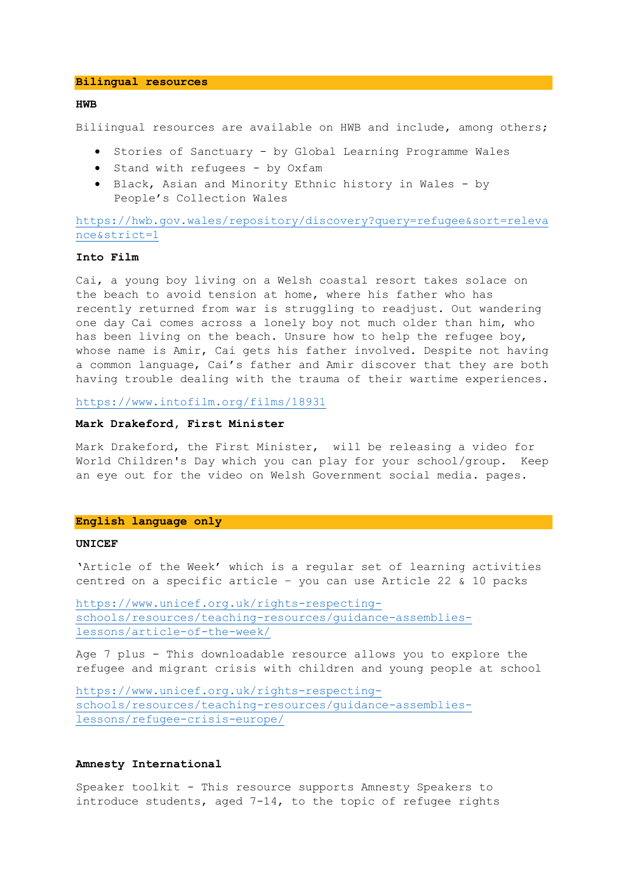## Bilingual resources

**HWB**

Biliingual resources are available on HWB and include, among others;

- Stories of Sanctuary - by Global Learning Programme Wales
- Stand with refugees - by Oxfam
- Black, Asian and Minority Ethnic history in Wales - by People's Collection Wales

https://hwb.gov.wales/repository/discovery?query=refugee&sort=relevance&strict=1

**Into Film**

Cai, a young boy living on a Welsh coastal resort takes solace on the beach to avoid tension at home, where his father who has recently returned from war is struggling to readjust. Out wandering one day Cai comes across a lonely boy not much older than him, who has been living on the beach. Unsure how to help the refugee boy, whose name is Amir, Cai gets his father involved. Despite not having a common language, Cai's father and Amir discover that they are both having trouble dealing with the trauma of their wartime experiences.

https://www.intofilm.org/films/18931

**Mark Drakeford, First Minister**

Mark Drakeford, the First Minister, will be releasing a video for World Children's Day which you can play for your school/group. Keep an eye out for the video on Welsh Government social media. pages.

## English language only

**UNICEF**

'Article of the Week' which is a regular set of learning activities centred on a specific article – you can use Article 22 & 10 packs

https://www.unicef.org.uk/rights-respecting-schools/resources/teaching-resources/guidance-assemblies-lessons/article-of-the-week/

Age 7 plus - This downloadable resource allows you to explore the refugee and migrant crisis with children and young people at school

https://www.unicef.org.uk/rights-respecting-schools/resources/teaching-resources/guidance-assemblies-lessons/refugee-crisis-europe/

**Amnesty International**

Speaker toolkit - This resource supports Amnesty Speakers to introduce students, aged 7-14, to the topic of refugee rights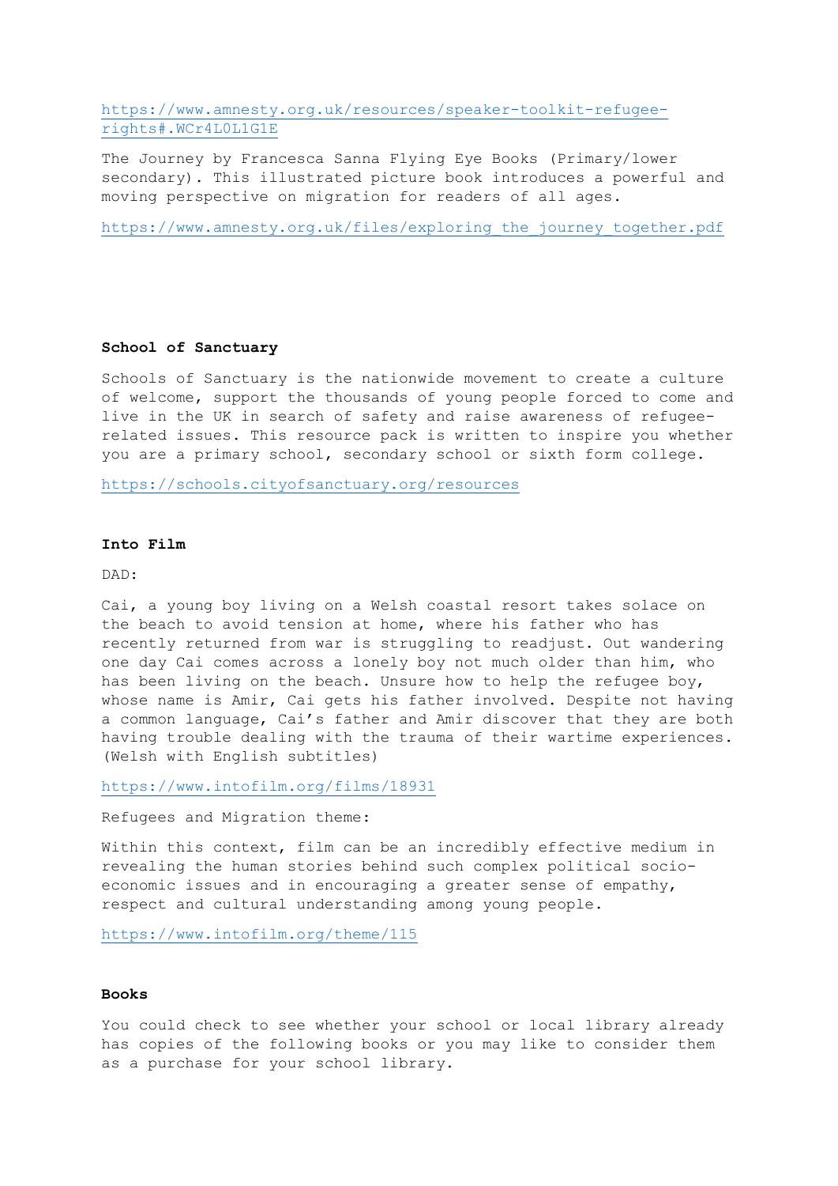https://www.amnesty.org.uk/resources/speaker-toolkit-refugee-rights#.WCr4L0L1G1E

The Journey by Francesca Sanna Flying Eye Books (Primary/lower secondary). This illustrated picture book introduces a powerful and moving perspective on migration for readers of all ages.

https://www.amnesty.org.uk/files/exploring_the_journey_together.pdf

**School of Sanctuary**

Schools of Sanctuary is the nationwide movement to create a culture of welcome, support the thousands of young people forced to come and live in the UK in search of safety and raise awareness of refugee-related issues. This resource pack is written to inspire you whether you are a primary school, secondary school or sixth form college.

https://schools.cityofsanctuary.org/resources

**Into Film**

DAD:

Cai, a young boy living on a Welsh coastal resort takes solace on the beach to avoid tension at home, where his father who has recently returned from war is struggling to readjust. Out wandering one day Cai comes across a lonely boy not much older than him, who has been living on the beach. Unsure how to help the refugee boy, whose name is Amir, Cai gets his father involved. Despite not having a common language, Cai's father and Amir discover that they are both having trouble dealing with the trauma of their wartime experiences. (Welsh with English subtitles)

https://www.intofilm.org/films/18931

Refugees and Migration theme:

Within this context, film can be an incredibly effective medium in revealing the human stories behind such complex political socio-economic issues and in encouraging a greater sense of empathy, respect and cultural understanding among young people.

https://www.intofilm.org/theme/115

**Books**

You could check to see whether your school or local library already has copies of the following books or you may like to consider them as a purchase for your school library.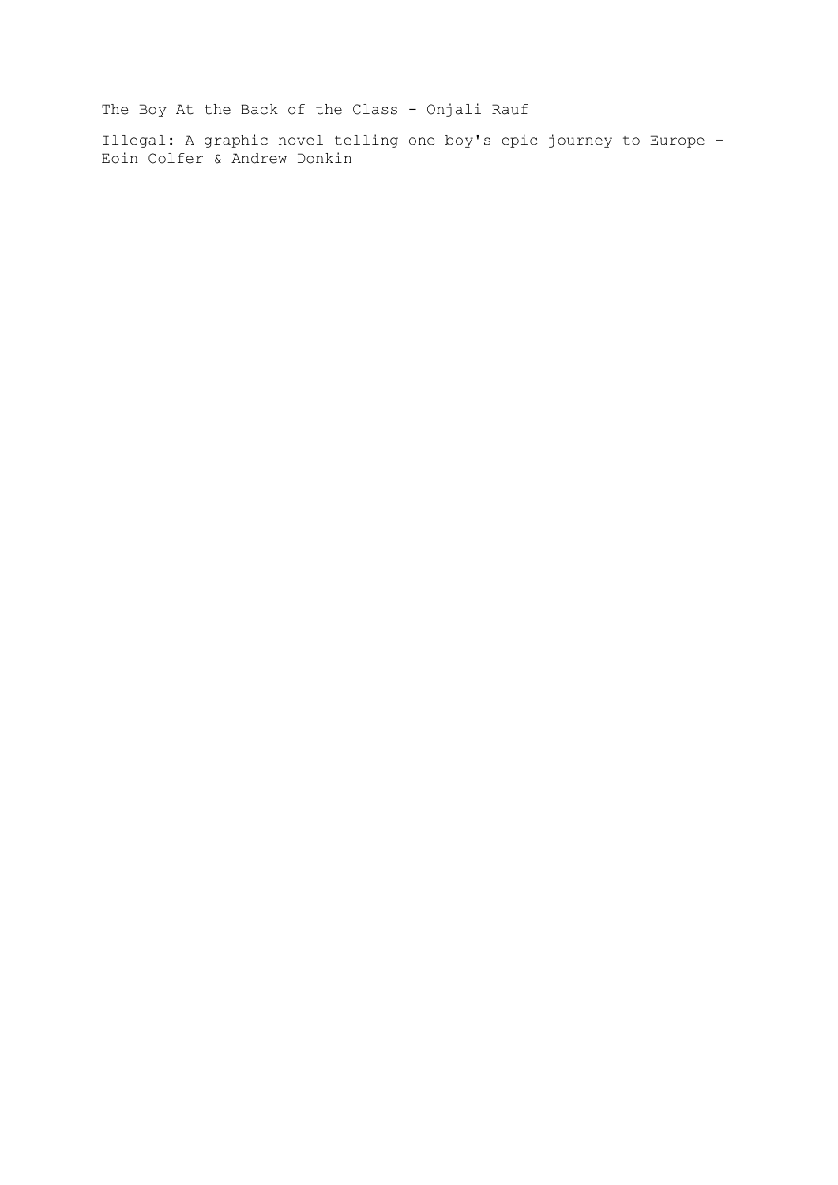The Boy At the Back of the Class - Onjali Rauf

Illegal: A graphic novel telling one boy's epic journey to Europe – Eoin Colfer & Andrew Donkin